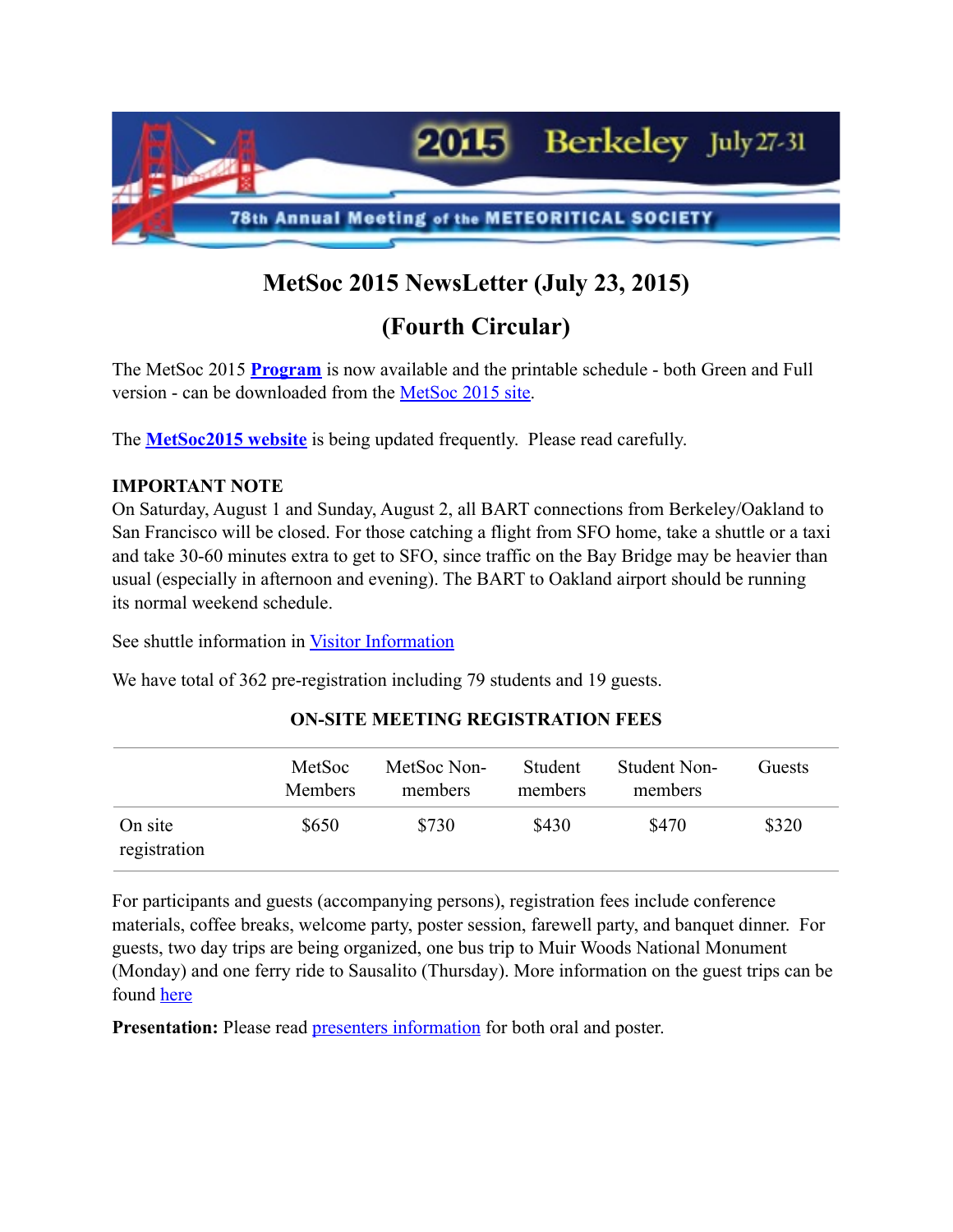# MetSoc 2015 NewsLetter (July 23, 2015)

## (Fourth Circular)

The MetSoc 2015 **Program** is now available and the printable schedule - both Green and Full version - can be downloaded from the MetSoc 2015 site.

The **MetSoc2015 website** is being updated frequently. Please read carefully.

**IMPORTANT NOTE**

On Saturday, August 1 and Sunday, August 2, all BART connections from Berkeley/Oakland to San Francisco will be closed. For those catching a flight from SFO home, take a shuttle or a taxi and take 30-60 minutes extra to get to SFO, since traffic on the Bay Bridge may be heavier than usual (especially in afternoon and evening). The BART to Oakland airport should be running its normal weekend schedule.

See shuttle information in Visitor Information

We have total of 362 pre-registration including 79 students and 19 guests.

**ON-SITE MEETING REGISTRATION FEES**

| | MetSoc Members | MetSoc Non-members | Student members | Student Non-members | Guests |
|---|---|---|---|---|---|
| On site registration | $650 | $730 | $430 | $470 | $320 |

For participants and guests (accompanying persons), registration fees include conference materials, coffee breaks, welcome party, poster session, farewell party, and banquet dinner. For guests, two day trips are being organized, one bus trip to Muir Woods National Monument (Monday) and one ferry ride to Sausalito (Thursday). More information on the guest trips can be found here

**Presentation:** Please read presenters information for both oral and poster.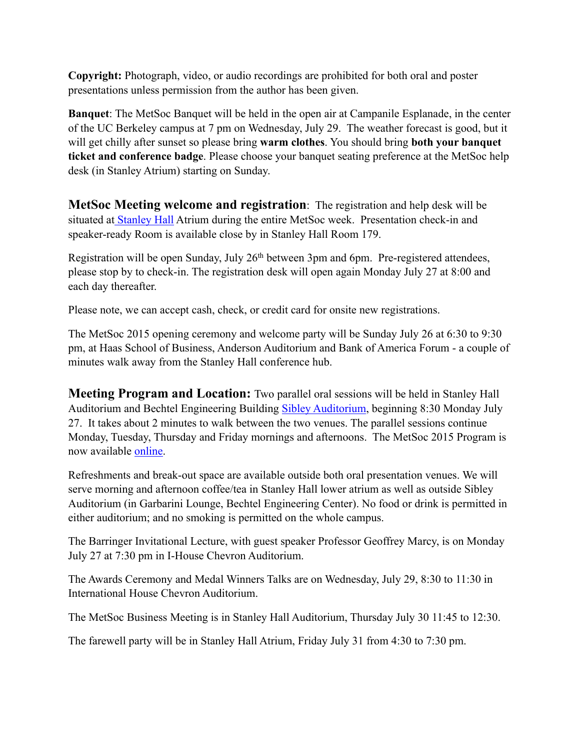**Copyright:** Photograph, video, or audio recordings are prohibited for both oral and poster presentations unless permission from the author has been given.

**Banquet**: The MetSoc Banquet will be held in the open air at Campanile Esplanade, in the center of the UC Berkeley campus at 7 pm on Wednesday, July 29. The weather forecast is good, but it will get chilly after sunset so please bring **warm clothes**. You should bring **both your banquet ticket and conference badge**. Please choose your banquet seating preference at the MetSoc help desk (in Stanley Atrium) starting on Sunday.

**MetSoc Meeting welcome and registration**: The registration and help desk will be situated at Stanley Hall Atrium during the entire MetSoc week. Presentation check-in and speaker-ready Room is available close by in Stanley Hall Room 179.

Registration will be open Sunday, July 26th between 3pm and 6pm. Pre-registered attendees, please stop by to check-in. The registration desk will open again Monday July 27 at 8:00 and each day thereafter.

Please note, we can accept cash, check, or credit card for onsite new registrations.

The MetSoc 2015 opening ceremony and welcome party will be Sunday July 26 at 6:30 to 9:30 pm, at Haas School of Business, Anderson Auditorium and Bank of America Forum - a couple of minutes walk away from the Stanley Hall conference hub.

**Meeting Program and Location:** Two parallel oral sessions will be held in Stanley Hall Auditorium and Bechtel Engineering Building Sibley Auditorium, beginning 8:30 Monday July 27. It takes about 2 minutes to walk between the two venues. The parallel sessions continue Monday, Tuesday, Thursday and Friday mornings and afternoons. The MetSoc 2015 Program is now available online.

Refreshments and break-out space are available outside both oral presentation venues. We will serve morning and afternoon coffee/tea in Stanley Hall lower atrium as well as outside Sibley Auditorium (in Garbarini Lounge, Bechtel Engineering Center). No food or drink is permitted in either auditorium; and no smoking is permitted on the whole campus.

The Barringer Invitational Lecture, with guest speaker Professor Geoffrey Marcy, is on Monday July 27 at 7:30 pm in I-House Chevron Auditorium.

The Awards Ceremony and Medal Winners Talks are on Wednesday, July 29, 8:30 to 11:30 in International House Chevron Auditorium.

The MetSoc Business Meeting is in Stanley Hall Auditorium, Thursday July 30 11:45 to 12:30.

The farewell party will be in Stanley Hall Atrium, Friday July 31 from 4:30 to 7:30 pm.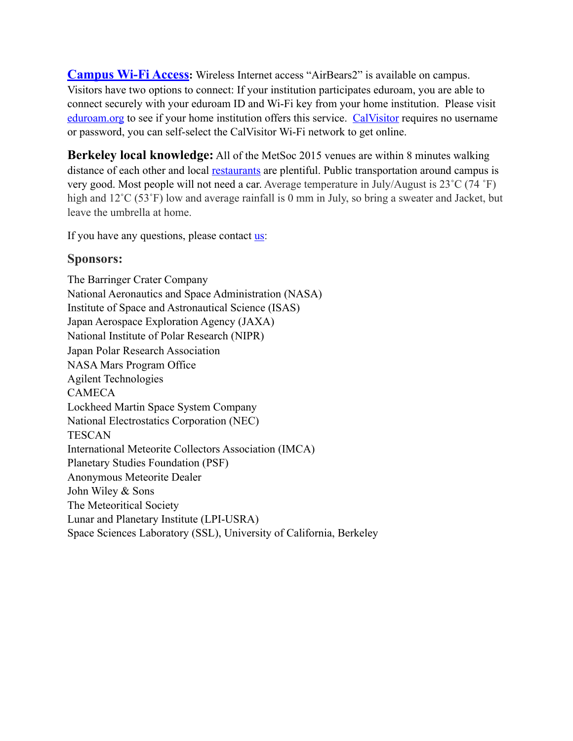**[Campus Wi-Fi Access](#):** Wireless Internet access “AirBears2” is available on campus. Visitors have two options to connect: If your institution participates eduroam, you are able to connect securely with your eduroam ID and Wi-Fi key from your home institution. Please visit [eduroam.org](#) to see if your home institution offers this service. [CalVisitor](#) requires no username or password, you can self-select the CalVisitor Wi-Fi network to get online.

**Berkeley local knowledge:** All of the MetSoc 2015 venues are within 8 minutes walking distance of each other and local [restaurants](#) are plentiful. Public transportation around campus is very good. Most people will not need a car. Average temperature in July/August is 23˚C (74 ˚F) high and 12˚C (53˚F) low and average rainfall is 0 mm in July, so bring a sweater and Jacket, but leave the umbrella at home.

If you have any questions, please contact [us](#):

## Sponsors:

The Barringer Crater Company
National Aeronautics and Space Administration (NASA)
Institute of Space and Astronautical Science (ISAS)
Japan Aerospace Exploration Agency (JAXA)
National Institute of Polar Research (NIPR)
Japan Polar Research Association
NASA Mars Program Office
Agilent Technologies
CAMECA
Lockheed Martin Space System Company
National Electrostatics Corporation (NEC)
TESCAN
International Meteorite Collectors Association (IMCA)
Planetary Studies Foundation (PSF)
Anonymous Meteorite Dealer
John Wiley & Sons
The Meteoritical Society
Lunar and Planetary Institute (LPI-USRA)
Space Sciences Laboratory (SSL), University of California, Berkeley